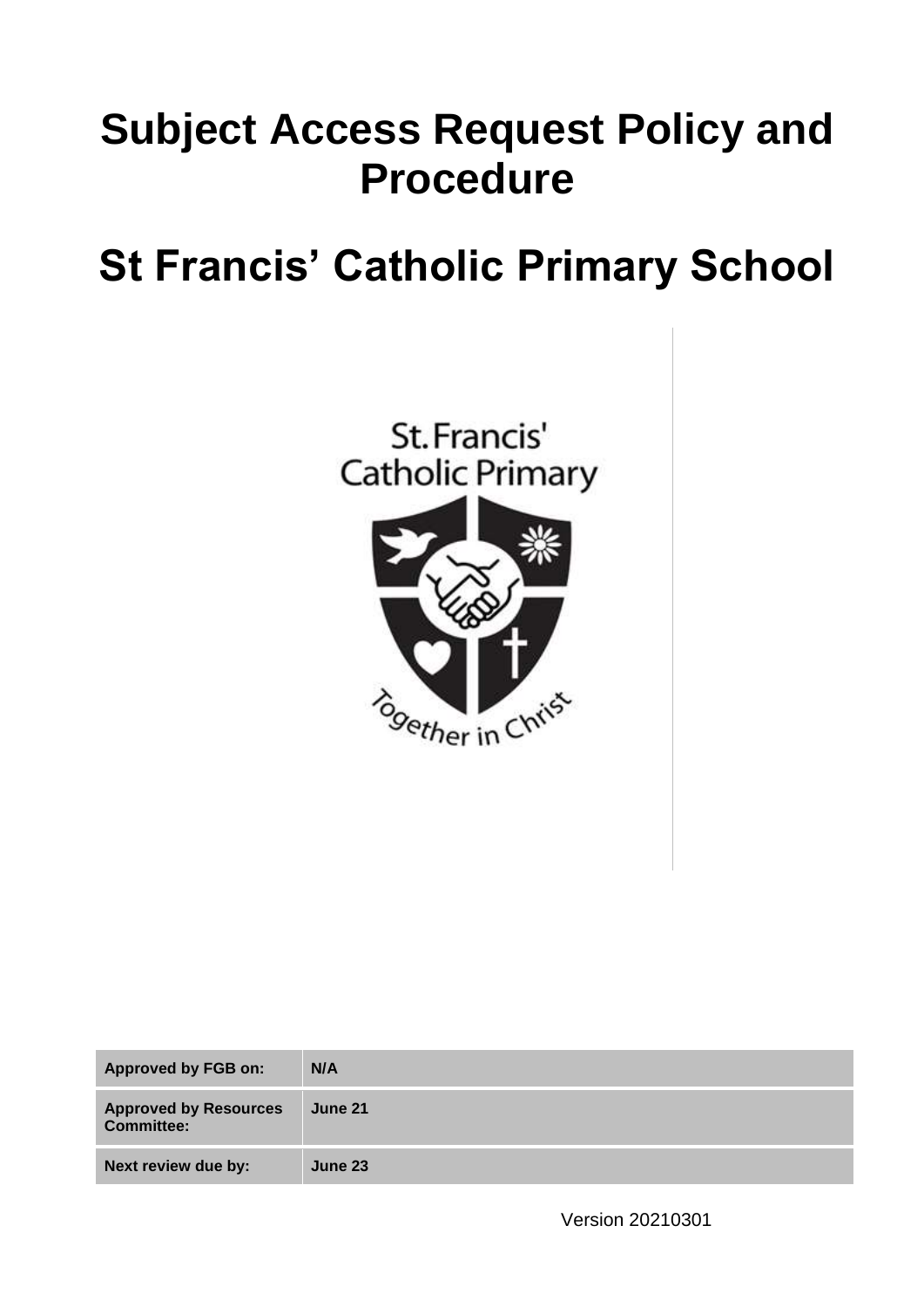# Subject Access Request Policy and Procedure

# St Francis' Catholic Primary School

| | |
|---|---|
| **Approved by FGB on:** | **N/A** |
| **Approved by Resources Committee:** | **June 21** |
| **Next review due by:** | **June 23** |

Version 20210301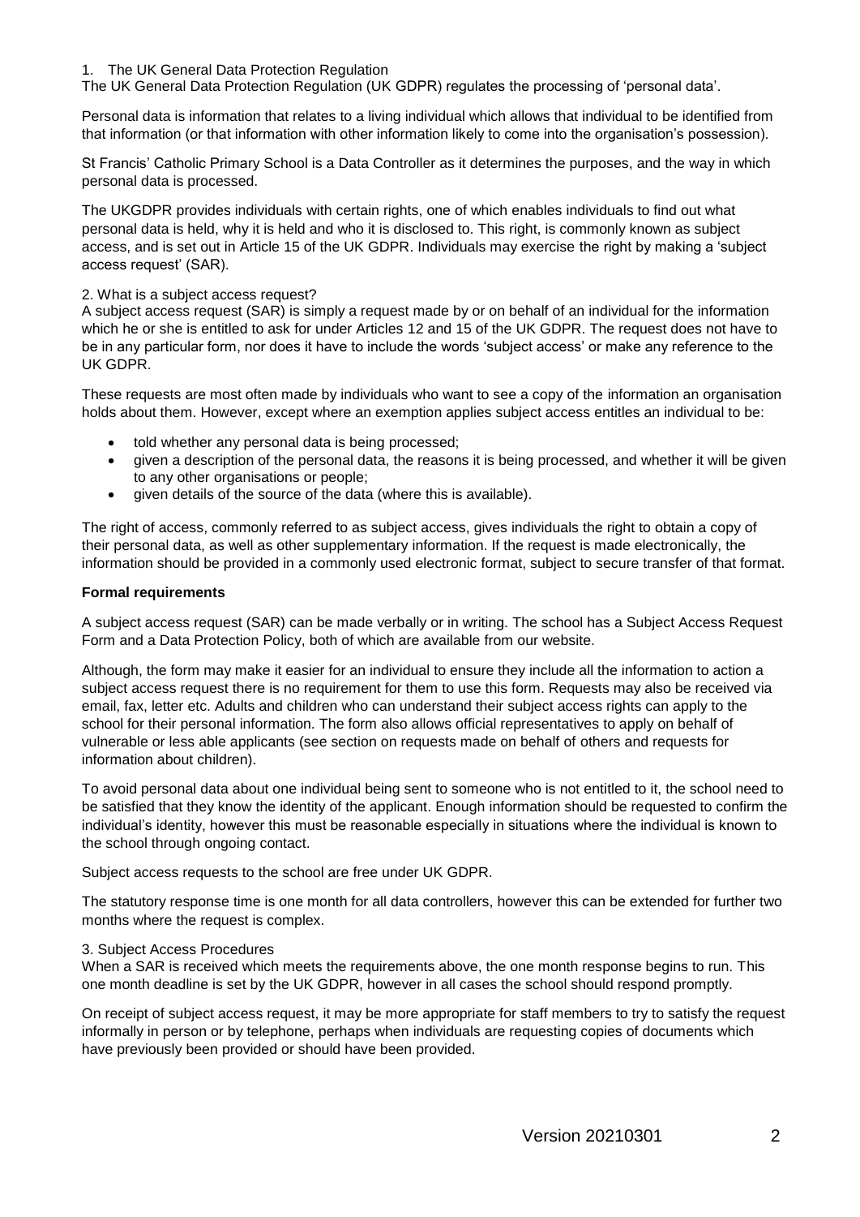## 1. The UK General Data Protection Regulation

The UK General Data Protection Regulation (UK GDPR) regulates the processing of 'personal data'.

Personal data is information that relates to a living individual which allows that individual to be identified from that information (or that information with other information likely to come into the organisation's possession).

St Francis' Catholic Primary School is a Data Controller as it determines the purposes, and the way in which personal data is processed.

The UKGDPR provides individuals with certain rights, one of which enables individuals to find out what personal data is held, why it is held and who it is disclosed to. This right, is commonly known as subject access, and is set out in Article 15 of the UK GDPR. Individuals may exercise the right by making a 'subject access request' (SAR).

## 2. What is a subject access request?

A subject access request (SAR) is simply a request made by or on behalf of an individual for the information which he or she is entitled to ask for under Articles 12 and 15 of the UK GDPR. The request does not have to be in any particular form, nor does it have to include the words 'subject access' or make any reference to the UK GDPR.

These requests are most often made by individuals who want to see a copy of the information an organisation holds about them. However, except where an exemption applies subject access entitles an individual to be:

- told whether any personal data is being processed;
- given a description of the personal data, the reasons it is being processed, and whether it will be given to any other organisations or people;
- given details of the source of the data (where this is available).

The right of access, commonly referred to as subject access, gives individuals the right to obtain a copy of their personal data, as well as other supplementary information. If the request is made electronically, the information should be provided in a commonly used electronic format, subject to secure transfer of that format.

**Formal requirements**

A subject access request (SAR) can be made verbally or in writing. The school has a Subject Access Request Form and a Data Protection Policy, both of which are available from our website.

Although, the form may make it easier for an individual to ensure they include all the information to action a subject access request there is no requirement for them to use this form. Requests may also be received via email, fax, letter etc. Adults and children who can understand their subject access rights can apply to the school for their personal information. The form also allows official representatives to apply on behalf of vulnerable or less able applicants (see section on requests made on behalf of others and requests for information about children).

To avoid personal data about one individual being sent to someone who is not entitled to it, the school need to be satisfied that they know the identity of the applicant. Enough information should be requested to confirm the individual's identity, however this must be reasonable especially in situations where the individual is known to the school through ongoing contact.

Subject access requests to the school are free under UK GDPR.

The statutory response time is one month for all data controllers, however this can be extended for further two months where the request is complex.

## 3. Subject Access Procedures

When a SAR is received which meets the requirements above, the one month response begins to run. This one month deadline is set by the UK GDPR, however in all cases the school should respond promptly.

On receipt of subject access request, it may be more appropriate for staff members to try to satisfy the request informally in person or by telephone, perhaps when individuals are requesting copies of documents which have previously been provided or should have been provided.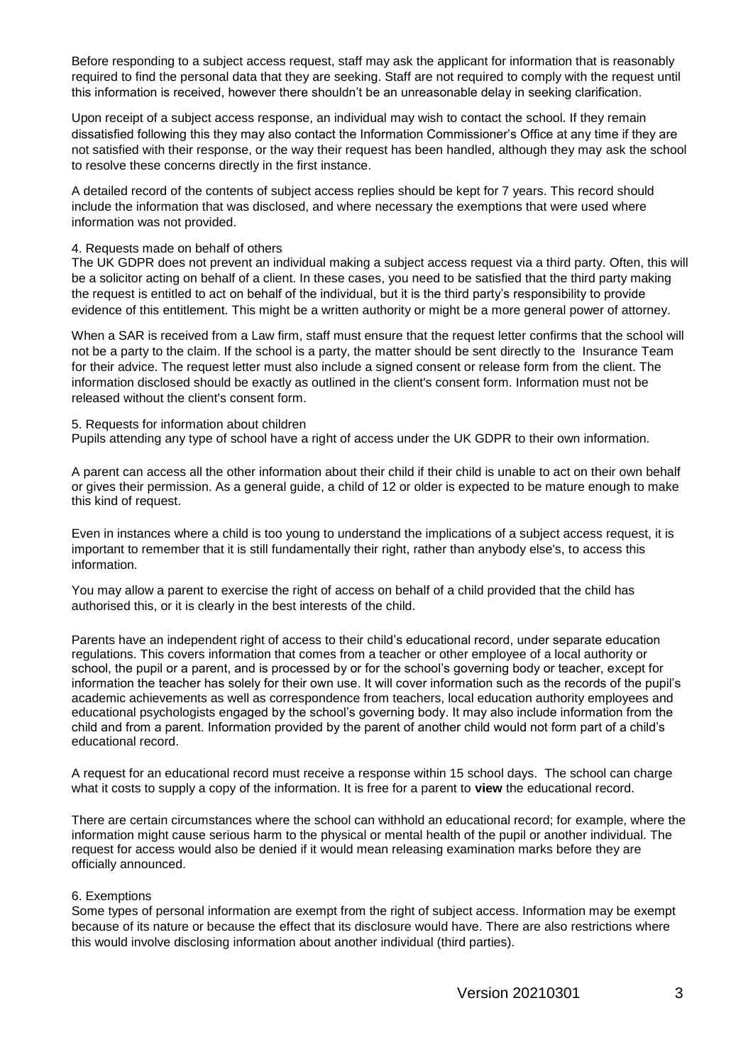Before responding to a subject access request, staff may ask the applicant for information that is reasonably required to find the personal data that they are seeking. Staff are not required to comply with the request until this information is received, however there shouldn't be an unreasonable delay in seeking clarification.

Upon receipt of a subject access response, an individual may wish to contact the school. If they remain dissatisfied following this they may also contact the Information Commissioner's Office at any time if they are not satisfied with their response, or the way their request has been handled, although they may ask the school to resolve these concerns directly in the first instance.

A detailed record of the contents of subject access replies should be kept for 7 years. This record should include the information that was disclosed, and where necessary the exemptions that were used where information was not provided.

## 4. Requests made on behalf of others

The UK GDPR does not prevent an individual making a subject access request via a third party. Often, this will be a solicitor acting on behalf of a client. In these cases, you need to be satisfied that the third party making the request is entitled to act on behalf of the individual, but it is the third party's responsibility to provide evidence of this entitlement. This might be a written authority or might be a more general power of attorney.

When a SAR is received from a Law firm, staff must ensure that the request letter confirms that the school will not be a party to the claim. If the school is a party, the matter should be sent directly to the Insurance Team for their advice. The request letter must also include a signed consent or release form from the client. The information disclosed should be exactly as outlined in the client's consent form. Information must not be released without the client's consent form.

## 5. Requests for information about children

Pupils attending any type of school have a right of access under the UK GDPR to their own information.

A parent can access all the other information about their child if their child is unable to act on their own behalf or gives their permission. As a general guide, a child of 12 or older is expected to be mature enough to make this kind of request.

Even in instances where a child is too young to understand the implications of a subject access request, it is important to remember that it is still fundamentally their right, rather than anybody else's, to access this information.

You may allow a parent to exercise the right of access on behalf of a child provided that the child has authorised this, or it is clearly in the best interests of the child.

Parents have an independent right of access to their child's educational record, under separate education regulations. This covers information that comes from a teacher or other employee of a local authority or school, the pupil or a parent, and is processed by or for the school's governing body or teacher, except for information the teacher has solely for their own use. It will cover information such as the records of the pupil's academic achievements as well as correspondence from teachers, local education authority employees and educational psychologists engaged by the school's governing body. It may also include information from the child and from a parent. Information provided by the parent of another child would not form part of a child's educational record.

A request for an educational record must receive a response within 15 school days. The school can charge what it costs to supply a copy of the information. It is free for a parent to **view** the educational record.

There are certain circumstances where the school can withhold an educational record; for example, where the information might cause serious harm to the physical or mental health of the pupil or another individual. The request for access would also be denied if it would mean releasing examination marks before they are officially announced.

## 6. Exemptions

Some types of personal information are exempt from the right of subject access. Information may be exempt because of its nature or because the effect that its disclosure would have. There are also restrictions where this would involve disclosing information about another individual (third parties).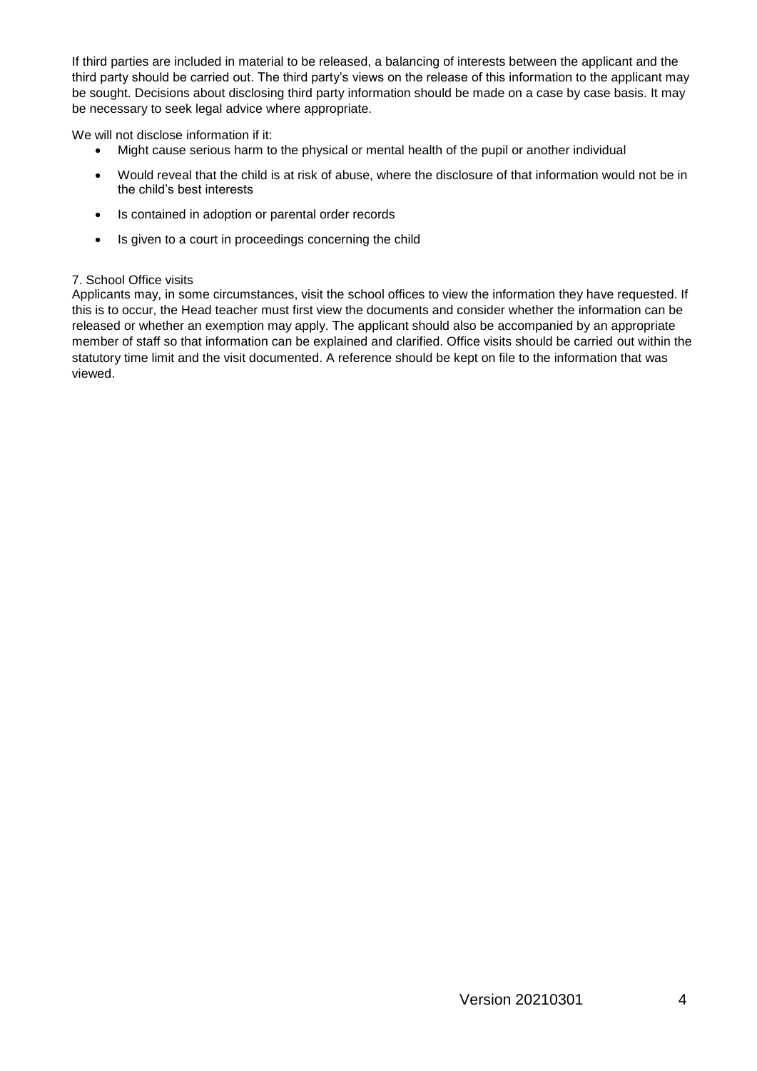If third parties are included in material to be released, a balancing of interests between the applicant and the third party should be carried out. The third party's views on the release of this information to the applicant may be sought. Decisions about disclosing third party information should be made on a case by case basis. It may be necessary to seek legal advice where appropriate.

We will not disclose information if it:

- Might cause serious harm to the physical or mental health of the pupil or another individual
- Would reveal that the child is at risk of abuse, where the disclosure of that information would not be in the child's best interests
- Is contained in adoption or parental order records
- Is given to a court in proceedings concerning the child

## 7. School Office visits

Applicants may, in some circumstances, visit the school offices to view the information they have requested. If this is to occur, the Head teacher must first view the documents and consider whether the information can be released or whether an exemption may apply. The applicant should also be accompanied by an appropriate member of staff so that information can be explained and clarified. Office visits should be carried out within the statutory time limit and the visit documented. A reference should be kept on file to the information that was viewed.